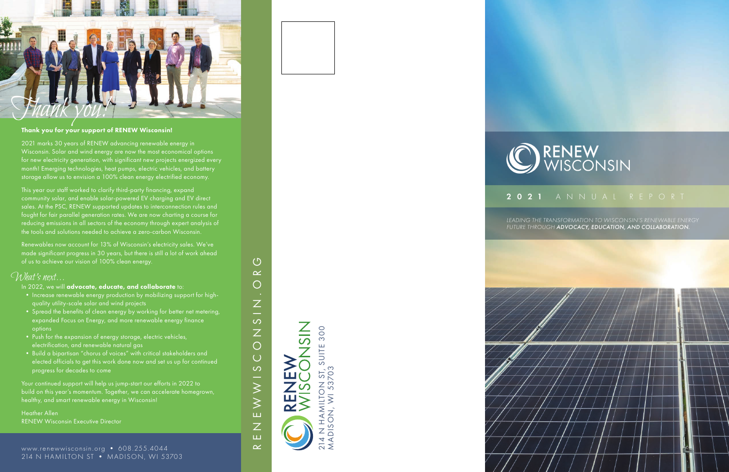# Thank you!

**Thank you for your support of RENEW Wisconsin!**

2021 marks 30 years of RENEW advancing renewable energy in Wisconsin. Solar and wind energy are now the most economical options for new electricity generation, with significant new projects energized every month! Emerging technologies, heat pumps, electric vehicles, and battery storage allow us to envision a 100% clean energy electrified economy.

This year our staff worked to clarify third-party financing, expand community solar, and enable solar-powered EV charging and EV direct sales. At the PSC, RENEW supported updates to interconnection rules and fought for fair parallel generation rates. We are now charting a course for reducing emissions in all sectors of the economy through expert analysis of the tools and solutions needed to achieve a zero-carbon Wisconsin.

Renewables now account for 13% of Wisconsin's electricity sales. We've made significant progress in 30 years, but there is still a lot of work ahead of us to achieve our vision of 100% clean energy.

## What's next…

In 2022, we will **advocate, educate, and collaborate** to:

- Increase renewable energy production by mobilizing support for high-quality utility-scale solar and wind projects
- Spread the benefits of clean energy by working for better net metering, expanded Focus on Energy, and more renewable energy finance options
- Push for the expansion of energy storage, electric vehicles, electrification, and renewable natural gas
- Build a bipartisan "chorus of voices" with critical stakeholders and elected officials to get this work done now and set us up for continued progress for decades to come

Your continued support will help us jump-start our efforts in 2022 to build on this year's momentum. Together, we can accelerate homegrown, healthy, and smart renewable energy in Wisconsin!

Heather Allen
RENEW Wisconsin Executive Director

www.renewwisconsin.org • 608.255.4044
214 N HAMILTON ST • MADISON, WI 53703

RENEWWISCONSIN.ORG

RENEW WISCONSIN
214 N HAMILTON ST, SUITE 300
MADISON, WI 53703

# RENEW WISCONSIN

## 2021 ANNUAL REPORT

*LEADING THE TRANSFORMATION TO WISCONSIN'S RENEWABLE ENERGY FUTURE THROUGH **ADVOCACY, EDUCATION, AND COLLABORATION.***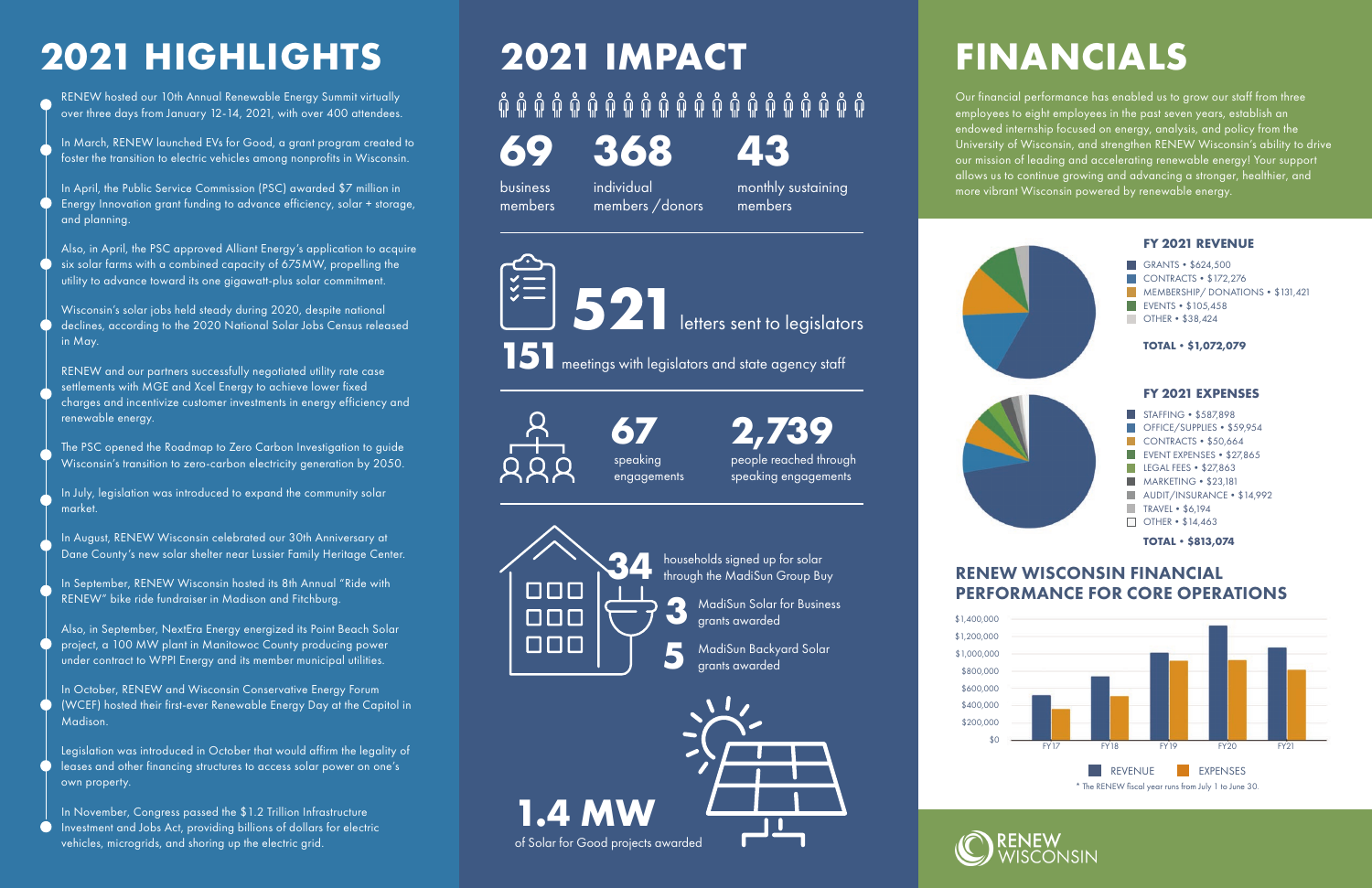# 2021 HIGHLIGHTS

- RENEW hosted our 10th Annual Renewable Energy Summit virtually over three days from January 12-14, 2021, with over 400 attendees.
- In March, RENEW launched EVs for Good, a grant program created to foster the transition to electric vehicles among nonprofits in Wisconsin.
- In April, the Public Service Commission (PSC) awarded $7 million in Energy Innovation grant funding to advance efficiency, solar + storage, and planning.
- Also, in April, the PSC approved Alliant Energy's application to acquire six solar farms with a combined capacity of 675MW, propelling the utility to advance toward its one gigawatt-plus solar commitment.
- Wisconsin's solar jobs held steady during 2020, despite national declines, according to the 2020 National Solar Jobs Census released in May.
- RENEW and our partners successfully negotiated utility rate case settlements with MGE and Xcel Energy to achieve lower fixed charges and incentivize customer investments in energy efficiency and renewable energy.
- The PSC opened the Roadmap to Zero Carbon Investigation to guide Wisconsin's transition to zero-carbon electricity generation by 2050.
- In July, legislation was introduced to expand the community solar market.
- In August, RENEW Wisconsin celebrated our 30th Anniversary at Dane County's new solar shelter near Lussier Family Heritage Center.
- In September, RENEW Wisconsin hosted its 8th Annual "Ride with RENEW" bike ride fundraiser in Madison and Fitchburg.
- Also, in September, NextEra Energy energized its Point Beach Solar project, a 100 MW plant in Manitowoc County producing power under contract to WPPI Energy and its member municipal utilities.
- In October, RENEW and Wisconsin Conservative Energy Forum (WCEF) hosted their first-ever Renewable Energy Day at the Capitol in Madison.
- Legislation was introduced in October that would affirm the legality of leases and other financing structures to access solar power on one's own property.
- In November, Congress passed the $1.2 Trillion Infrastructure Investment and Jobs Act, providing billions of dollars for electric vehicles, microgrids, and shoring up the electric grid.

# 2021 IMPACT

**69** business members

**368** individual members / donors

**43** monthly sustaining members

**521** letters sent to legislators

**151** meetings with legislators and state agency staff

**67** speaking engagements

**2,739** people reached through speaking engagements

**34** households signed up for solar through the MadiSun Group Buy

**3** MadiSun Solar for Business grants awarded

**5** MadiSun Backyard Solar grants awarded

**1.4 MW** of Solar for Good projects awarded

# FINANCIALS

Our financial performance has enabled us to grow our staff from three employees to eight employees in the past seven years, establish an endowed internship focused on energy, analysis, and policy from the University of Wisconsin, and strengthen RENEW Wisconsin's ability to drive our mission of leading and accelerating renewable energy! Your support allows us to continue growing and advancing a stronger, healthier, and more vibrant Wisconsin powered by renewable energy.

### FY 2021 REVENUE

- GRANTS • $624,500
- CONTRACTS • $172,276
- MEMBERSHIP/ DONATIONS • $131,421
- EVENTS • $105,458
- OTHER • $38,424

**TOTAL • $1,072,079**

### FY 2021 EXPENSES

- STAFFING • $587,898
- OFFICE/SUPPLIES • $59,954
- CONTRACTS • $50,664
- EVENT EXPENSES • $27,865
- LEGAL FEES • $27,863
- MARKETING • $23,181
- AUDIT/INSURANCE • $14,992
- TRAVEL • $6,194
- OTHER • $14,463

**TOTAL • $813,074**

## RENEW WISCONSIN FINANCIAL PERFORMANCE FOR CORE OPERATIONS

$1,400,000
$1,200,000
$1,000,000
$800,000
$600,000
$400,000
$200,000
$0

FY17 FY18 FY19 FY20 FY21

REVENUE EXPENSES

\* The RENEW fiscal year runs from July 1 to June 30.

RENEW WISCONSIN